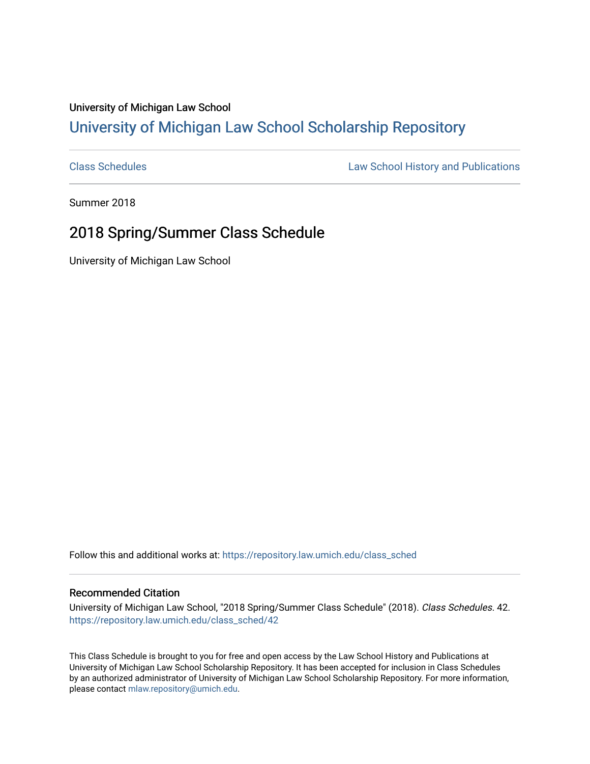University of Michigan Law School

## University of Michigan Law School Scholarship Repository

Class Schedules | Law School History and Publications

Summer 2018

# 2018 Spring/Summer Class Schedule

University of Michigan Law School

Follow this and additional works at: https://repository.law.umich.edu/class_sched

### Recommended Citation

University of Michigan Law School, "2018 Spring/Summer Class Schedule" (2018). *Class Schedules*. 42.
https://repository.law.umich.edu/class_sched/42

This Class Schedule is brought to you for free and open access by the Law School History and Publications at University of Michigan Law School Scholarship Repository. It has been accepted for inclusion in Class Schedules by an authorized administrator of University of Michigan Law School Scholarship Repository. For more information, please contact mlaw.repository@umich.edu.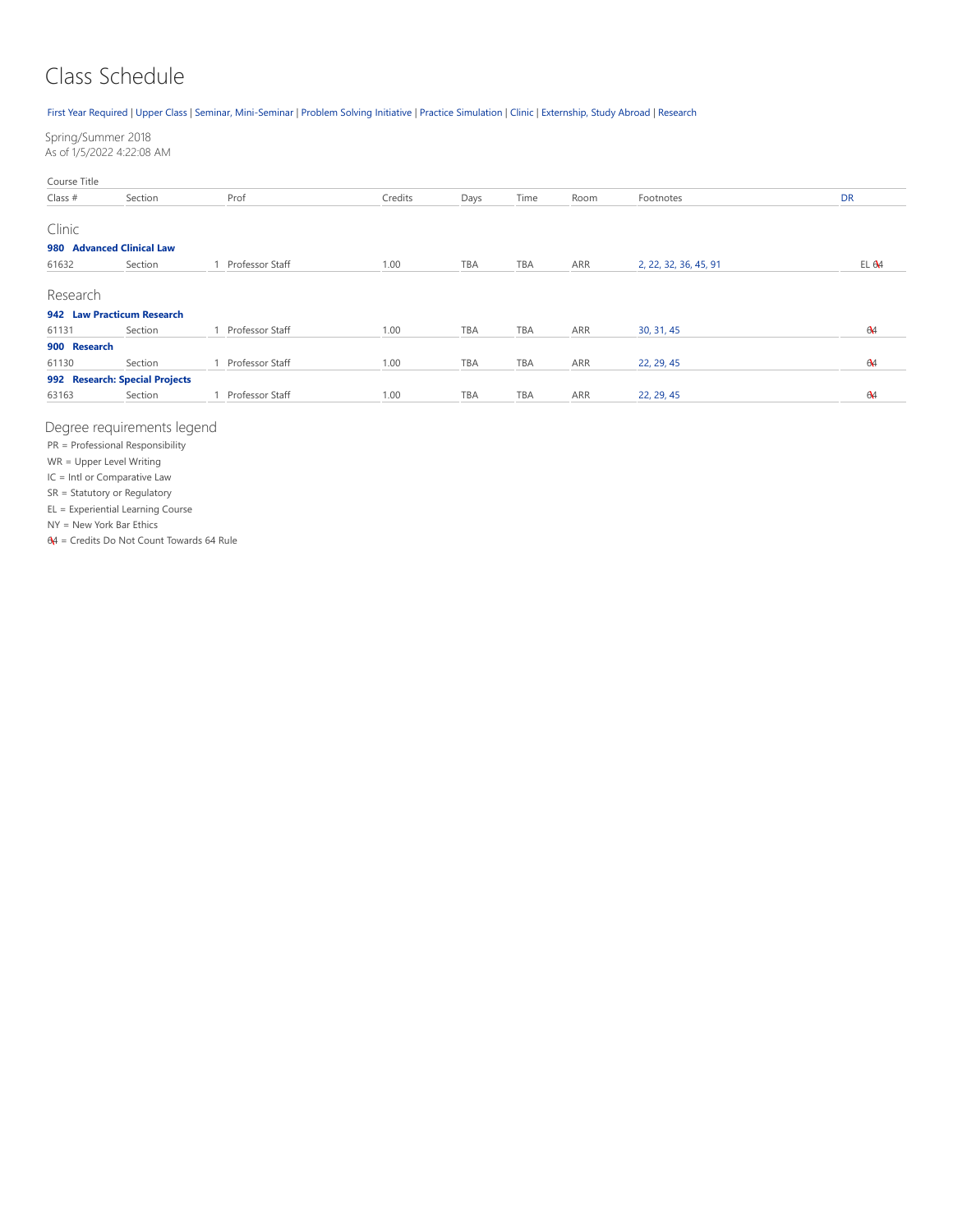# Class Schedule

First Year Required | Upper Class | Seminar, Mini-Seminar | Problem Solving Initiative | Practice Simulation | Clinic | Externship, Study Abroad | Research

Spring/Summer 2018
As of 1/5/2022 4:22:08 AM

| Course Title | | | | | | | | |
|---|---|---|---|---|---|---|---|---|
| Class # | Section | Prof | Credits | Days | Time | Room | Footnotes | DR |
| **Clinic** | | | | | | | | |
| **980 Advanced Clinical Law** | | | | | | | | |
| 61632 | Section 1 | Professor Staff | 1.00 | TBA | TBA | ARR | 2, 22, 32, 36, 45, 91 | EL 64 |
| **Research** | | | | | | | | |
| **942 Law Practicum Research** | | | | | | | | |
| 61131 | Section 1 | Professor Staff | 1.00 | TBA | TBA | ARR | 30, 31, 45 | 64 |
| **900 Research** | | | | | | | | |
| 61130 | Section 1 | Professor Staff | 1.00 | TBA | TBA | ARR | 22, 29, 45 | 64 |
| **992 Research: Special Projects** | | | | | | | | |
| 63163 | Section 1 | Professor Staff | 1.00 | TBA | TBA | ARR | 22, 29, 45 | 64 |

## Degree requirements legend

PR = Professional Responsibility
WR = Upper Level Writing
IC = Intl or Comparative Law
SR = Statutory or Regulatory
EL = Experiential Learning Course
NY = New York Bar Ethics
64 = Credits Do Not Count Towards 64 Rule